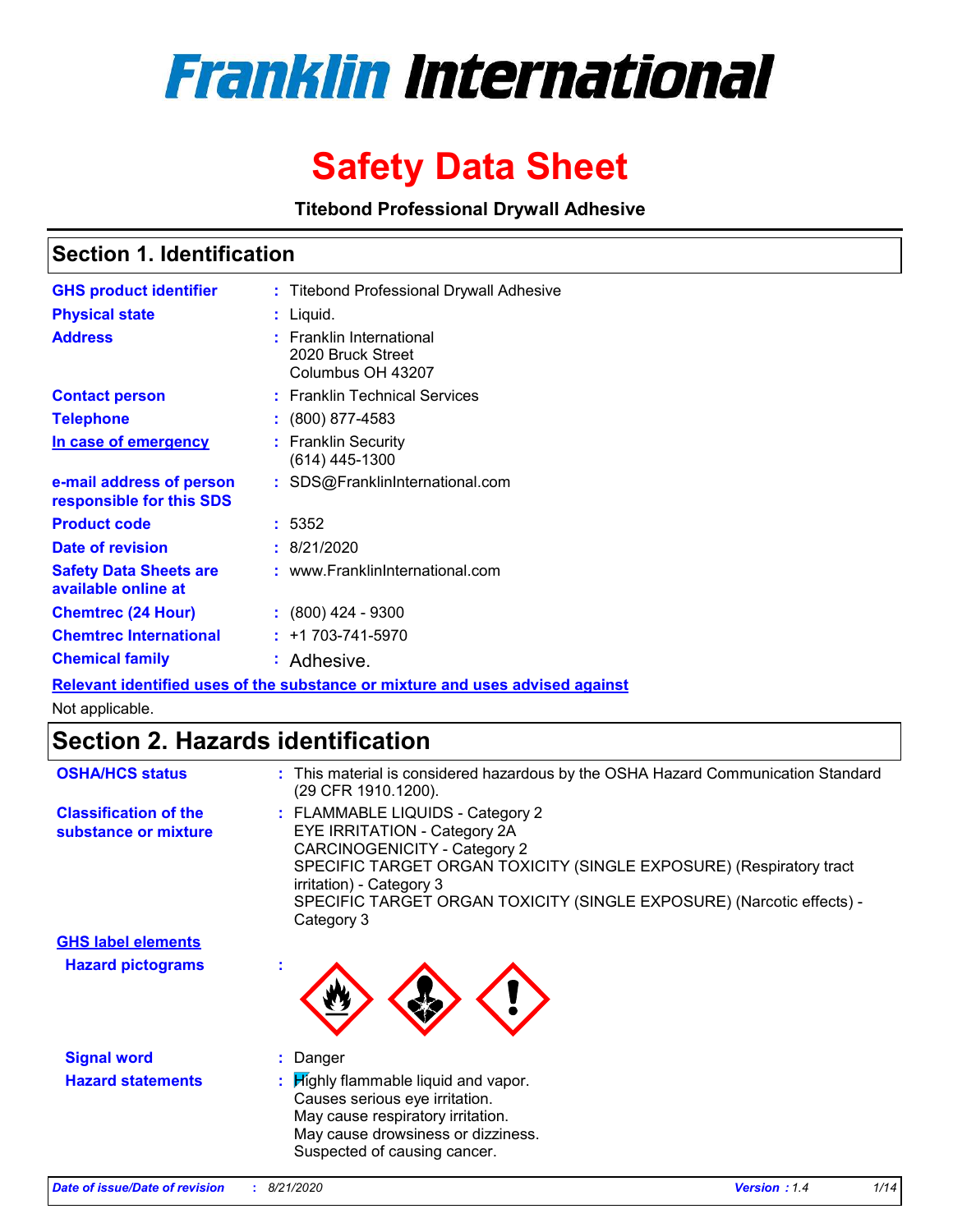# Franklin International

# Safety Data Sheet

**Titebond Professional Drywall Adhesive**

## Section 1. Identification

| | |
|---|---|
| **GHS product identifier** | : Titebond Professional Drywall Adhesive |
| **Physical state** | : Liquid. |
| **Address** | : Franklin International<br>2020 Bruck Street<br>Columbus OH 43207 |
| **Contact person** | : Franklin Technical Services |
| **Telephone** | : (800) 877-4583 |
| **In case of emergency** | : Franklin Security<br>(614) 445-1300 |
| **e-mail address of person responsible for this SDS** | : SDS@FranklinInternational.com |
| **Product code** | : 5352 |
| **Date of revision** | : 8/21/2020 |
| **Safety Data Sheets are available online at** | : www.FranklinInternational.com |
| **Chemtrec (24 Hour)** | : (800) 424 - 9300 |
| **Chemtrec International** | : +1 703-741-5970 |
| **Chemical family** | : Adhesive. |

**Relevant identified uses of the substance or mixture and uses advised against**

Not applicable.

## Section 2. Hazards identification

| | |
|---|---|
| **OSHA/HCS status** | : This material is considered hazardous by the OSHA Hazard Communication Standard (29 CFR 1910.1200). |
| **Classification of the substance or mixture** | : FLAMMABLE LIQUIDS - Category 2<br>EYE IRRITATION - Category 2A<br>CARCINOGENICITY - Category 2<br>SPECIFIC TARGET ORGAN TOXICITY (SINGLE EXPOSURE) (Respiratory tract irritation) - Category 3<br>SPECIFIC TARGET ORGAN TOXICITY (SINGLE EXPOSURE) (Narcotic effects) - Category 3 |

**GHS label elements**

| | |
|---|---|
| **Hazard pictograms** | : |
| **Signal word** | : Danger |
| **Hazard statements** | : Highly flammable liquid and vapor.<br>Causes serious eye irritation.<br>May cause respiratory irritation.<br>May cause drowsiness or dizziness.<br>Suspected of causing cancer. |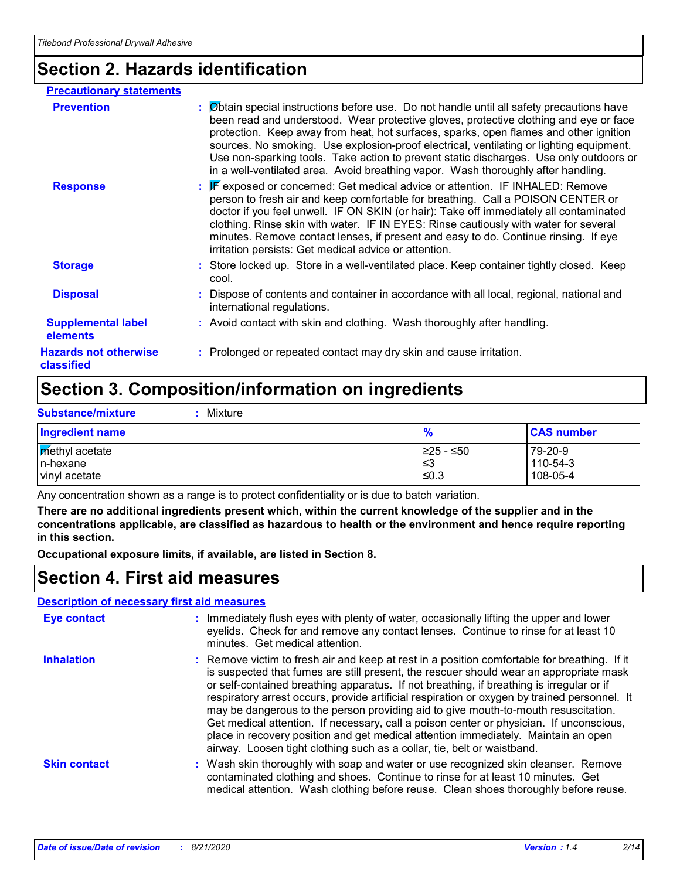## Section 2. Hazards identification

**Precautionary statements**

**Prevention** : Obtain special instructions before use. Do not handle until all safety precautions have been read and understood. Wear protective gloves, protective clothing and eye or face protection. Keep away from heat, hot surfaces, sparks, open flames and other ignition sources. No smoking. Use explosion-proof electrical, ventilating or lighting equipment. Use non-sparking tools. Take action to prevent static discharges. Use only outdoors or in a well-ventilated area. Avoid breathing vapor. Wash thoroughly after handling.

**Response** : IF exposed or concerned: Get medical advice or attention. IF INHALED: Remove person to fresh air and keep comfortable for breathing. Call a POISON CENTER or doctor if you feel unwell. IF ON SKIN (or hair): Take off immediately all contaminated clothing. Rinse skin with water. IF IN EYES: Rinse cautiously with water for several minutes. Remove contact lenses, if present and easy to do. Continue rinsing. If eye irritation persists: Get medical advice or attention.

**Storage** : Store locked up. Store in a well-ventilated place. Keep container tightly closed. Keep cool.

**Disposal** : Dispose of contents and container in accordance with all local, regional, national and international regulations.

**Supplemental label elements** : Avoid contact with skin and clothing. Wash thoroughly after handling.

**Hazards not otherwise classified** : Prolonged or repeated contact may dry skin and cause irritation.

## Section 3. Composition/information on ingredients

**Substance/mixture** : Mixture

| Ingredient name | % | CAS number |
|---|---|---|
| methyl acetate | ≥25 - ≤50 | 79-20-9 |
| n-hexane | ≤3 | 110-54-3 |
| vinyl acetate | ≤0.3 | 108-05-4 |

Any concentration shown as a range is to protect confidentiality or is due to batch variation.

**There are no additional ingredients present which, within the current knowledge of the supplier and in the concentrations applicable, are classified as hazardous to health or the environment and hence require reporting in this section.**

**Occupational exposure limits, if available, are listed in Section 8.**

## Section 4. First aid measures

**Description of necessary first aid measures**

**Eye contact** : Immediately flush eyes with plenty of water, occasionally lifting the upper and lower eyelids. Check for and remove any contact lenses. Continue to rinse for at least 10 minutes. Get medical attention.

**Inhalation** : Remove victim to fresh air and keep at rest in a position comfortable for breathing. If it is suspected that fumes are still present, the rescuer should wear an appropriate mask or self-contained breathing apparatus. If not breathing, if breathing is irregular or if respiratory arrest occurs, provide artificial respiration or oxygen by trained personnel. It may be dangerous to the person providing aid to give mouth-to-mouth resuscitation. Get medical attention. If necessary, call a poison center or physician. If unconscious, place in recovery position and get medical attention immediately. Maintain an open airway. Loosen tight clothing such as a collar, tie, belt or waistband.

**Skin contact** : Wash skin thoroughly with soap and water or use recognized skin cleanser. Remove contaminated clothing and shoes. Continue to rinse for at least 10 minutes. Get medical attention. Wash clothing before reuse. Clean shoes thoroughly before reuse.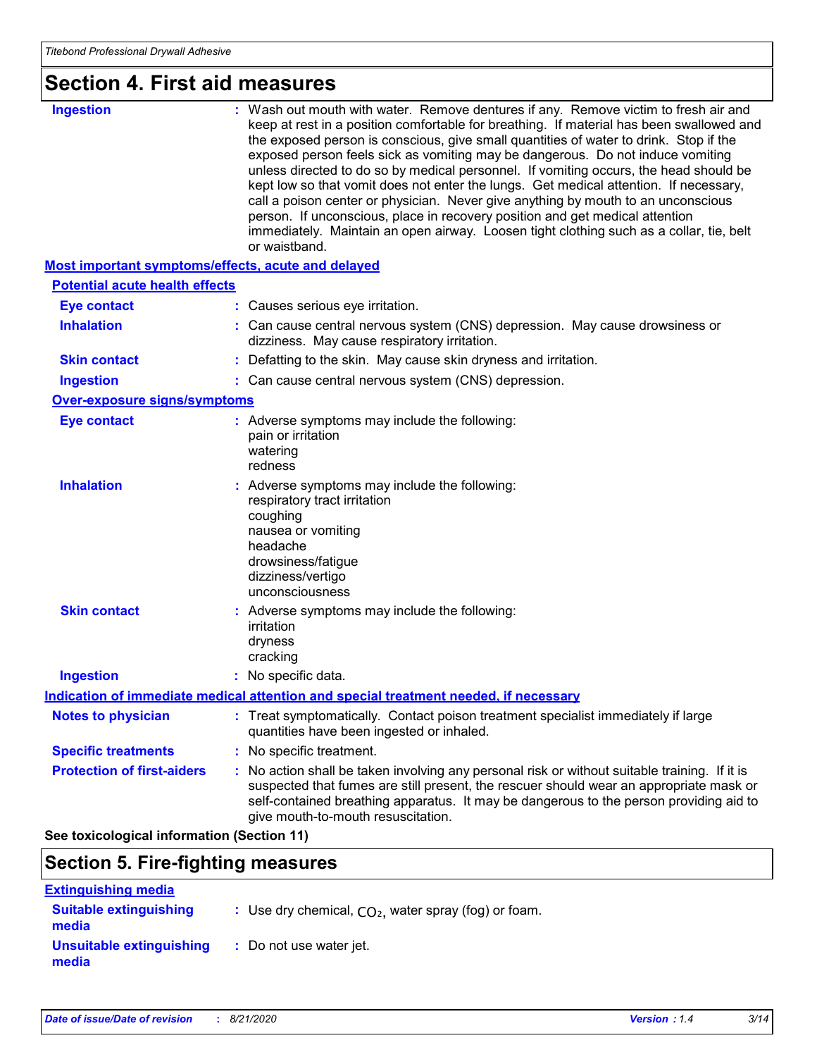## Section 4. First aid measures

**Ingestion** : Wash out mouth with water. Remove dentures if any. Remove victim to fresh air and keep at rest in a position comfortable for breathing. If material has been swallowed and the exposed person is conscious, give small quantities of water to drink. Stop if the exposed person feels sick as vomiting may be dangerous. Do not induce vomiting unless directed to do so by medical personnel. If vomiting occurs, the head should be kept low so that vomit does not enter the lungs. Get medical attention. If necessary, call a poison center or physician. Never give anything by mouth to an unconscious person. If unconscious, place in recovery position and get medical attention immediately. Maintain an open airway. Loosen tight clothing such as a collar, tie, belt or waistband.

### Most important symptoms/effects, acute and delayed

#### Potential acute health effects

**Eye contact** : Causes serious eye irritation.

**Inhalation** : Can cause central nervous system (CNS) depression. May cause drowsiness or dizziness. May cause respiratory irritation.

**Skin contact** : Defatting to the skin. May cause skin dryness and irritation.

**Ingestion** : Can cause central nervous system (CNS) depression.

#### Over-exposure signs/symptoms

**Eye contact** : Adverse symptoms may include the following:
pain or irritation
watering
redness

**Inhalation** : Adverse symptoms may include the following:
respiratory tract irritation
coughing
nausea or vomiting
headache
drowsiness/fatigue
dizziness/vertigo
unconsciousness

**Skin contact** : Adverse symptoms may include the following:
irritation
dryness
cracking

**Ingestion** : No specific data.

### Indication of immediate medical attention and special treatment needed, if necessary

**Notes to physician** : Treat symptomatically. Contact poison treatment specialist immediately if large quantities have been ingested or inhaled.

**Specific treatments** : No specific treatment.

**Protection of first-aiders** : No action shall be taken involving any personal risk or without suitable training. If it is suspected that fumes are still present, the rescuer should wear an appropriate mask or self-contained breathing apparatus. It may be dangerous to the person providing aid to give mouth-to-mouth resuscitation.

**See toxicological information (Section 11)**

## Section 5. Fire-fighting measures

### Extinguishing media

**Suitable extinguishing media** : Use dry chemical, $CO_2$, water spray (fog) or foam.

**Unsuitable extinguishing media** : Do not use water jet.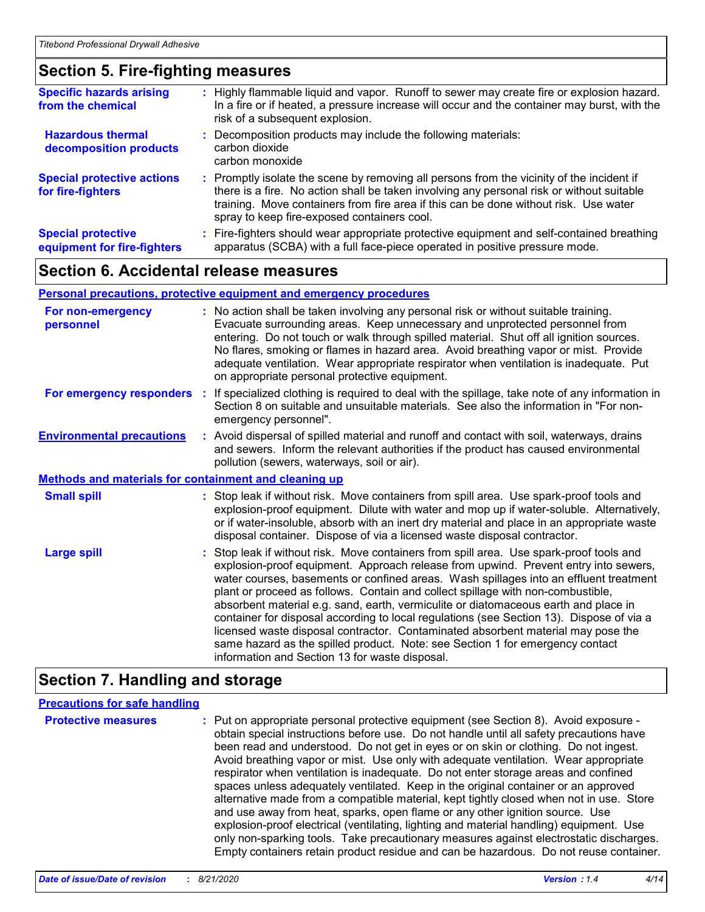## Section 5. Fire-fighting measures

**Specific hazards arising from the chemical** : Highly flammable liquid and vapor. Runoff to sewer may create fire or explosion hazard. In a fire or if heated, a pressure increase will occur and the container may burst, with the risk of a subsequent explosion.

**Hazardous thermal decomposition products** : Decomposition products may include the following materials:
carbon dioxide
carbon monoxide

**Special protective actions for fire-fighters** : Promptly isolate the scene by removing all persons from the vicinity of the incident if there is a fire. No action shall be taken involving any personal risk or without suitable training. Move containers from fire area if this can be done without risk. Use water spray to keep fire-exposed containers cool.

**Special protective equipment for fire-fighters** : Fire-fighters should wear appropriate protective equipment and self-contained breathing apparatus (SCBA) with a full face-piece operated in positive pressure mode.

## Section 6. Accidental release measures

### Personal precautions, protective equipment and emergency procedures

**For non-emergency personnel** : No action shall be taken involving any personal risk or without suitable training. Evacuate surrounding areas. Keep unnecessary and unprotected personnel from entering. Do not touch or walk through spilled material. Shut off all ignition sources. No flares, smoking or flames in hazard area. Avoid breathing vapor or mist. Provide adequate ventilation. Wear appropriate respirator when ventilation is inadequate. Put on appropriate personal protective equipment.

**For emergency responders** : If specialized clothing is required to deal with the spillage, take note of any information in Section 8 on suitable and unsuitable materials. See also the information in "For non-emergency personnel".

**Environmental precautions** : Avoid dispersal of spilled material and runoff and contact with soil, waterways, drains and sewers. Inform the relevant authorities if the product has caused environmental pollution (sewers, waterways, soil or air).

### Methods and materials for containment and cleaning up

**Small spill** : Stop leak if without risk. Move containers from spill area. Use spark-proof tools and explosion-proof equipment. Dilute with water and mop up if water-soluble. Alternatively, or if water-insoluble, absorb with an inert dry material and place in an appropriate waste disposal container. Dispose of via a licensed waste disposal contractor.

**Large spill** : Stop leak if without risk. Move containers from spill area. Use spark-proof tools and explosion-proof equipment. Approach release from upwind. Prevent entry into sewers, water courses, basements or confined areas. Wash spillages into an effluent treatment plant or proceed as follows. Contain and collect spillage with non-combustible, absorbent material e.g. sand, earth, vermiculite or diatomaceous earth and place in container for disposal according to local regulations (see Section 13). Dispose of via a licensed waste disposal contractor. Contaminated absorbent material may pose the same hazard as the spilled product. Note: see Section 1 for emergency contact information and Section 13 for waste disposal.

## Section 7. Handling and storage

### Precautions for safe handling

**Protective measures** : Put on appropriate personal protective equipment (see Section 8). Avoid exposure - obtain special instructions before use. Do not handle until all safety precautions have been read and understood. Do not get in eyes or on skin or clothing. Do not ingest. Avoid breathing vapor or mist. Use only with adequate ventilation. Wear appropriate respirator when ventilation is inadequate. Do not enter storage areas and confined spaces unless adequately ventilated. Keep in the original container or an approved alternative made from a compatible material, kept tightly closed when not in use. Store and use away from heat, sparks, open flame or any other ignition source. Use explosion-proof electrical (ventilating, lighting and material handling) equipment. Use only non-sparking tools. Take precautionary measures against electrostatic discharges. Empty containers retain product residue and can be hazardous. Do not reuse container.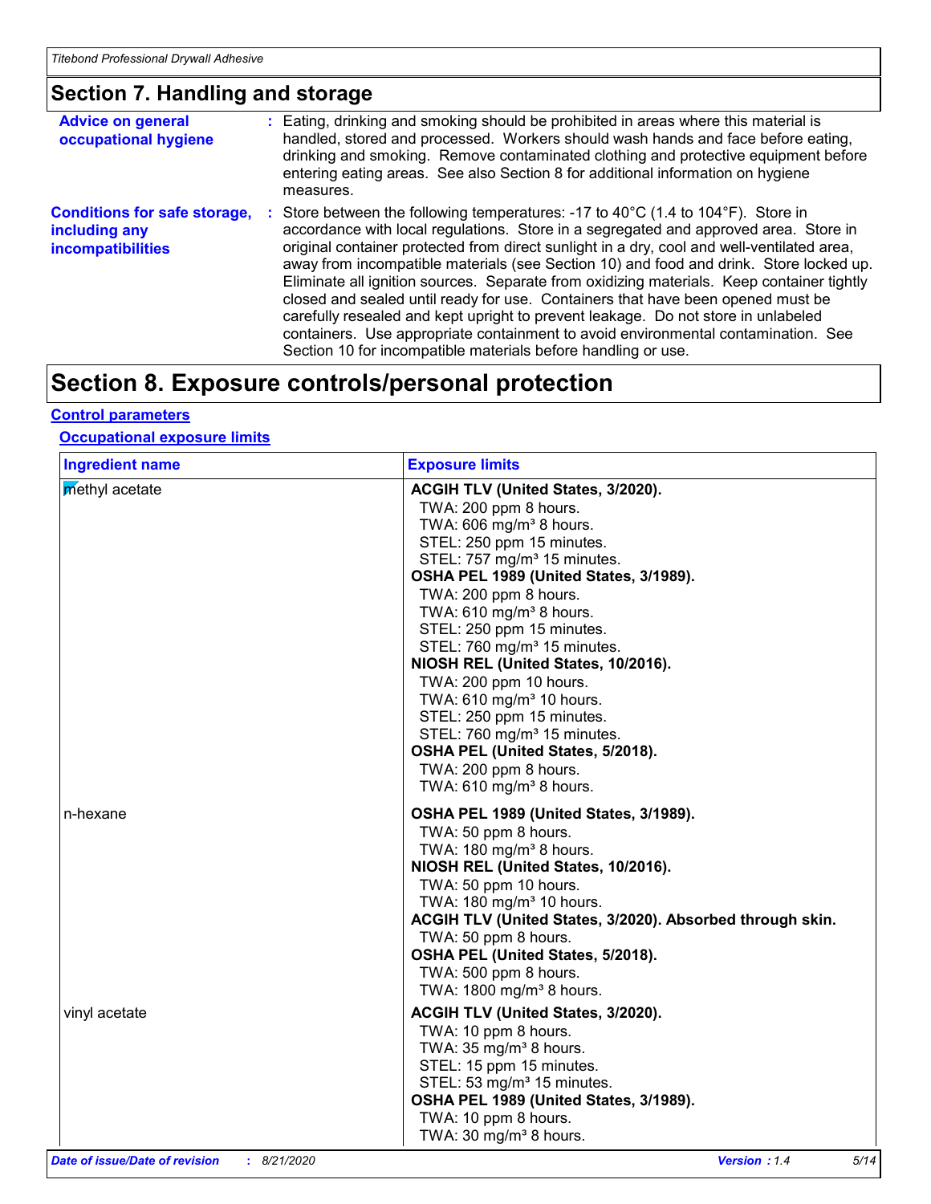## Section 7. Handling and storage

**Advice on general occupational hygiene** : Eating, drinking and smoking should be prohibited in areas where this material is handled, stored and processed. Workers should wash hands and face before eating, drinking and smoking. Remove contaminated clothing and protective equipment before entering eating areas. See also Section 8 for additional information on hygiene measures.

**Conditions for safe storage, including any incompatibilities** : Store between the following temperatures: -17 to 40°C (1.4 to 104°F). Store in accordance with local regulations. Store in a segregated and approved area. Store in original container protected from direct sunlight in a dry, cool and well-ventilated area, away from incompatible materials (see Section 10) and food and drink. Store locked up. Eliminate all ignition sources. Separate from oxidizing materials. Keep container tightly closed and sealed until ready for use. Containers that have been opened must be carefully resealed and kept upright to prevent leakage. Do not store in unlabeled containers. Use appropriate containment to avoid environmental contamination. See Section 10 for incompatible materials before handling or use.

# Section 8. Exposure controls/personal protection

**Control parameters**

**Occupational exposure limits**

| Ingredient name | Exposure limits |
|---|---|
| methyl acetate | **ACGIH TLV (United States, 3/2020).**<br>TWA: 200 ppm 8 hours.<br>TWA: 606 mg/m³ 8 hours.<br>STEL: 250 ppm 15 minutes.<br>STEL: 757 mg/m³ 15 minutes.<br>**OSHA PEL 1989 (United States, 3/1989).**<br>TWA: 200 ppm 8 hours.<br>TWA: 610 mg/m³ 8 hours.<br>STEL: 250 ppm 15 minutes.<br>STEL: 760 mg/m³ 15 minutes.<br>**NIOSH REL (United States, 10/2016).**<br>TWA: 200 ppm 10 hours.<br>TWA: 610 mg/m³ 10 hours.<br>STEL: 250 ppm 15 minutes.<br>STEL: 760 mg/m³ 15 minutes.<br>**OSHA PEL (United States, 5/2018).**<br>TWA: 200 ppm 8 hours.<br>TWA: 610 mg/m³ 8 hours. |
| n-hexane | **OSHA PEL 1989 (United States, 3/1989).**<br>TWA: 50 ppm 8 hours.<br>TWA: 180 mg/m³ 8 hours.<br>**NIOSH REL (United States, 10/2016).**<br>TWA: 50 ppm 10 hours.<br>TWA: 180 mg/m³ 10 hours.<br>**ACGIH TLV (United States, 3/2020). Absorbed through skin.**<br>TWA: 50 ppm 8 hours.<br>**OSHA PEL (United States, 5/2018).**<br>TWA: 500 ppm 8 hours.<br>TWA: 1800 mg/m³ 8 hours. |
| vinyl acetate | **ACGIH TLV (United States, 3/2020).**<br>TWA: 10 ppm 8 hours.<br>TWA: 35 mg/m³ 8 hours.<br>STEL: 15 ppm 15 minutes.<br>STEL: 53 mg/m³ 15 minutes.<br>**OSHA PEL 1989 (United States, 3/1989).**<br>TWA: 10 ppm 8 hours.<br>TWA: 30 mg/m³ 8 hours. |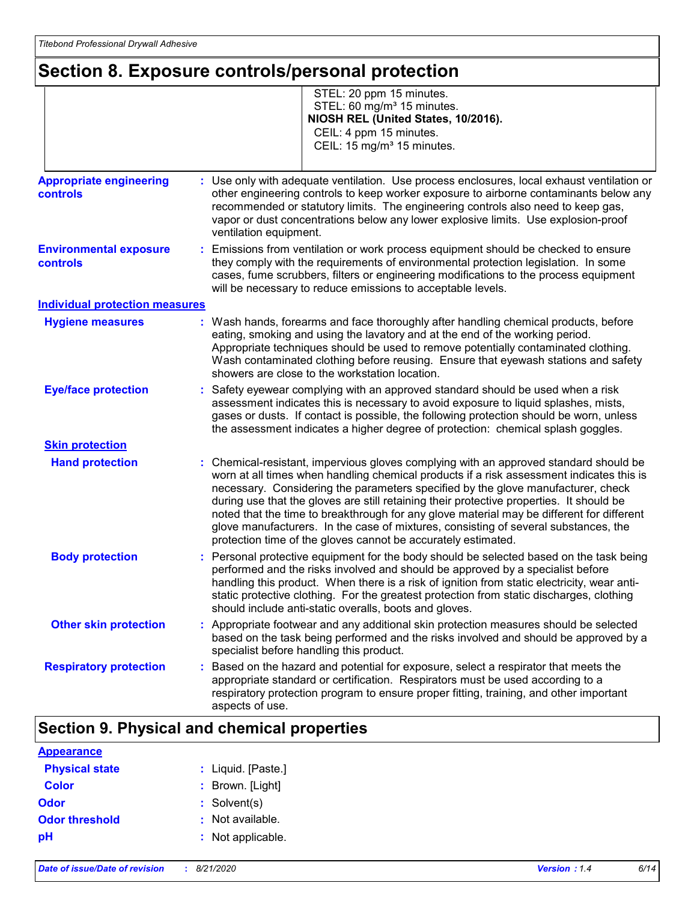## Section 8. Exposure controls/personal protection

| | |
|---|---|
| | STEL: 20 ppm 15 minutes.<br>STEL: 60 mg/m³ 15 minutes.<br>**NIOSH REL (United States, 10/2016).**<br>CEIL: 4 ppm 15 minutes.<br>CEIL: 15 mg/m³ 15 minutes. |

**Appropriate engineering controls** : Use only with adequate ventilation. Use process enclosures, local exhaust ventilation or other engineering controls to keep worker exposure to airborne contaminants below any recommended or statutory limits. The engineering controls also need to keep gas, vapor or dust concentrations below any lower explosive limits. Use explosion-proof ventilation equipment.

**Environmental exposure controls** : Emissions from ventilation or work process equipment should be checked to ensure they comply with the requirements of environmental protection legislation. In some cases, fume scrubbers, filters or engineering modifications to the process equipment will be necessary to reduce emissions to acceptable levels.

### Individual protection measures

**Hygiene measures** : Wash hands, forearms and face thoroughly after handling chemical products, before eating, smoking and using the lavatory and at the end of the working period. Appropriate techniques should be used to remove potentially contaminated clothing. Wash contaminated clothing before reusing. Ensure that eyewash stations and safety showers are close to the workstation location.

**Eye/face protection** : Safety eyewear complying with an approved standard should be used when a risk assessment indicates this is necessary to avoid exposure to liquid splashes, mists, gases or dusts. If contact is possible, the following protection should be worn, unless the assessment indicates a higher degree of protection: chemical splash goggles.

**Skin protection**

**Hand protection** : Chemical-resistant, impervious gloves complying with an approved standard should be worn at all times when handling chemical products if a risk assessment indicates this is necessary. Considering the parameters specified by the glove manufacturer, check during use that the gloves are still retaining their protective properties. It should be noted that the time to breakthrough for any glove material may be different for different glove manufacturers. In the case of mixtures, consisting of several substances, the protection time of the gloves cannot be accurately estimated.

**Body protection** : Personal protective equipment for the body should be selected based on the task being performed and the risks involved and should be approved by a specialist before handling this product. When there is a risk of ignition from static electricity, wear anti-static protective clothing. For the greatest protection from static discharges, clothing should include anti-static overalls, boots and gloves.

**Other skin protection** : Appropriate footwear and any additional skin protection measures should be selected based on the task being performed and the risks involved and should be approved by a specialist before handling this product.

**Respiratory protection** : Based on the hazard and potential for exposure, select a respirator that meets the appropriate standard or certification. Respirators must be used according to a respiratory protection program to ensure proper fitting, training, and other important aspects of use.

## Section 9. Physical and chemical properties

**Appearance**

**Physical state** : Liquid. [Paste.]

**Color** : Brown. [Light]

**Odor** : Solvent(s)

**Odor threshold** : Not available.

**pH** : Not applicable.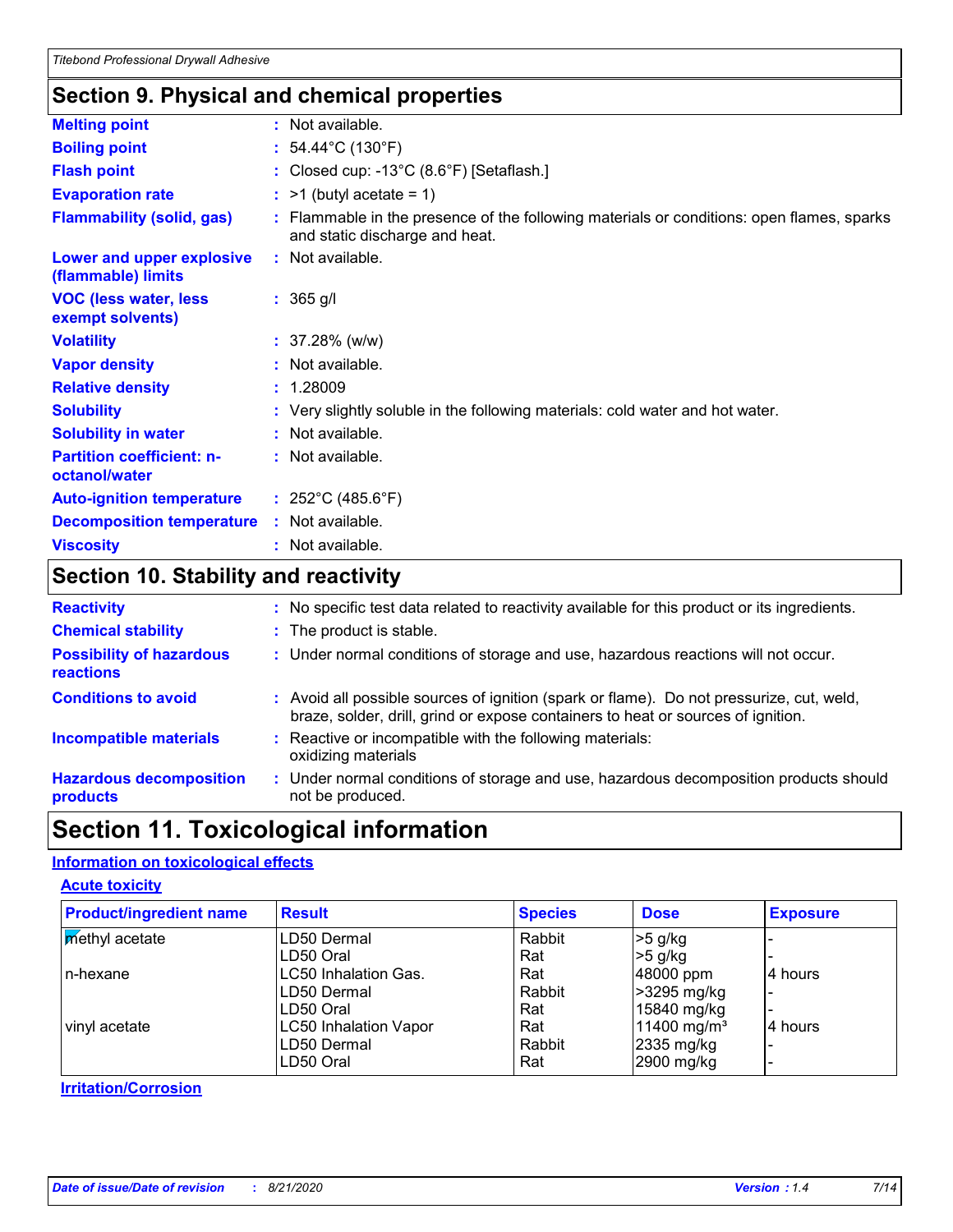## Section 9. Physical and chemical properties

| | |
|---|---|
| **Melting point** | : Not available. |
| **Boiling point** | : 54.44°C (130°F) |
| **Flash point** | : Closed cup: -13°C (8.6°F) [Setaflash.] |
| **Evaporation rate** | : >1 (butyl acetate = 1) |
| **Flammability (solid, gas)** | : Flammable in the presence of the following materials or conditions: open flames, sparks and static discharge and heat. |
| **Lower and upper explosive (flammable) limits** | : Not available. |
| **VOC (less water, less exempt solvents)** | : 365 g/l |
| **Volatility** | : 37.28% (w/w) |
| **Vapor density** | : Not available. |
| **Relative density** | : 1.28009 |
| **Solubility** | : Very slightly soluble in the following materials: cold water and hot water. |
| **Solubility in water** | : Not available. |
| **Partition coefficient: n-octanol/water** | : Not available. |
| **Auto-ignition temperature** | : 252°C (485.6°F) |
| **Decomposition temperature** | : Not available. |
| **Viscosity** | : Not available. |

## Section 10. Stability and reactivity

| | |
|---|---|
| **Reactivity** | : No specific test data related to reactivity available for this product or its ingredients. |
| **Chemical stability** | : The product is stable. |
| **Possibility of hazardous reactions** | : Under normal conditions of storage and use, hazardous reactions will not occur. |
| **Conditions to avoid** | : Avoid all possible sources of ignition (spark or flame). Do not pressurize, cut, weld, braze, solder, drill, grind or expose containers to heat or sources of ignition. |
| **Incompatible materials** | : Reactive or incompatible with the following materials: oxidizing materials |
| **Hazardous decomposition products** | : Under normal conditions of storage and use, hazardous decomposition products should not be produced. |

# Section 11. Toxicological information

**Information on toxicological effects**

**Acute toxicity**

| Product/ingredient name | Result | Species | Dose | Exposure |
|---|---|---|---|---|
| methyl acetate | LD50 Dermal | Rabbit | >5 g/kg | - |
| | LD50 Oral | Rat | >5 g/kg | - |
| n-hexane | LC50 Inhalation Gas. | Rat | 48000 ppm | 4 hours |
| | LD50 Dermal | Rabbit | >3295 mg/kg | - |
| | LD50 Oral | Rat | 15840 mg/kg | - |
| vinyl acetate | LC50 Inhalation Vapor | Rat | 11400 mg/m³ | 4 hours |
| | LD50 Dermal | Rabbit | 2335 mg/kg | - |
| | LD50 Oral | Rat | 2900 mg/kg | - |

**Irritation/Corrosion**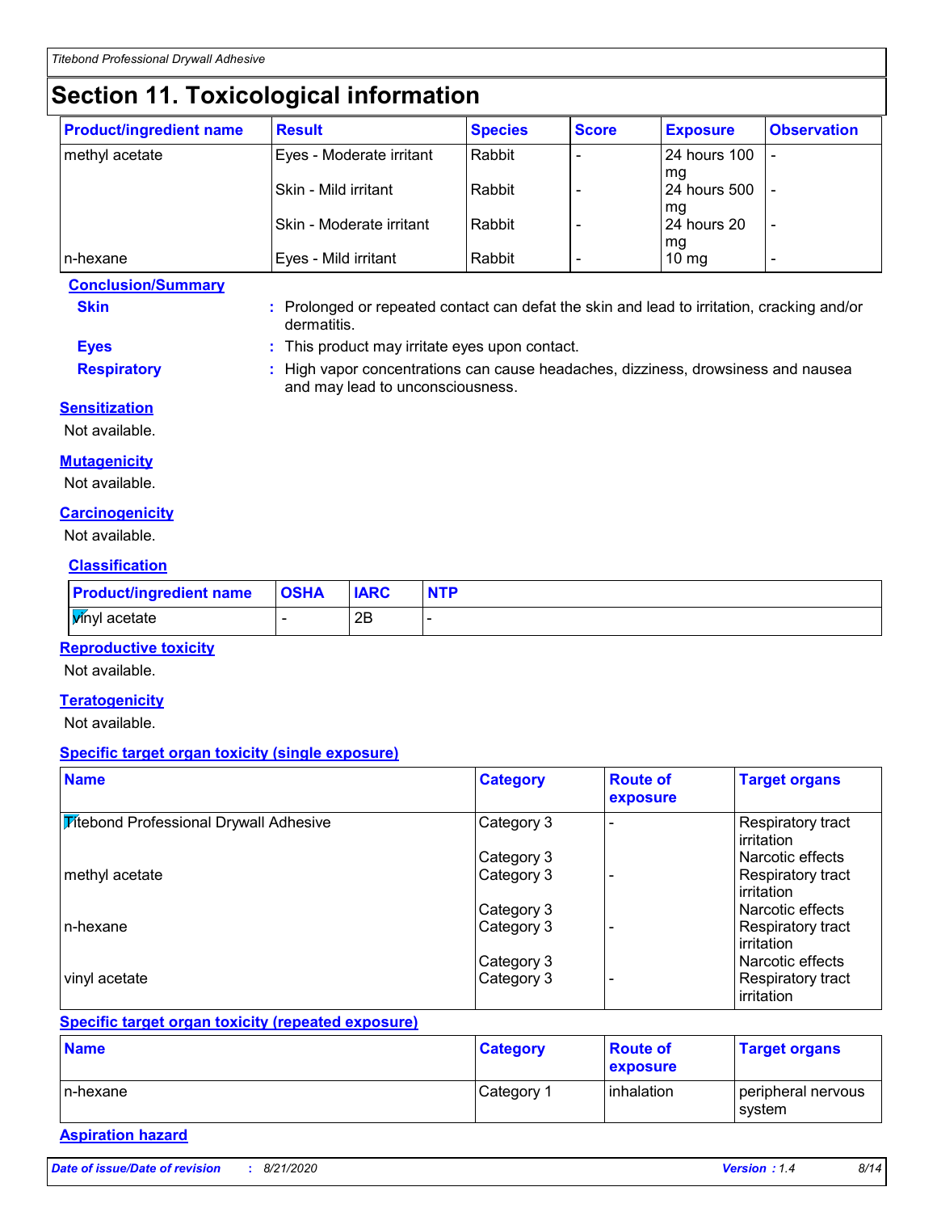# Section 11. Toxicological information

| Product/ingredient name | Result | Species | Score | Exposure | Observation |
|---|---|---|---|---|---|
| methyl acetate | Eyes - Moderate irritant | Rabbit | - | 24 hours 100 mg | - |
| | Skin - Mild irritant | Rabbit | - | 24 hours 500 mg | - |
| | Skin - Moderate irritant | Rabbit | - | 24 hours 20 mg | - |
| n-hexane | Eyes - Mild irritant | Rabbit | - | 10 mg | - |

**Conclusion/Summary**

**Skin** : Prolonged or repeated contact can defat the skin and lead to irritation, cracking and/or dermatitis.

**Eyes** : This product may irritate eyes upon contact.

**Respiratory** : High vapor concentrations can cause headaches, dizziness, drowsiness and nausea and may lead to unconsciousness.

**Sensitization**

Not available.

**Mutagenicity**

Not available.

**Carcinogenicity**

Not available.

**Classification**

| Product/ingredient name | OSHA | IARC | NTP |
|---|---|---|---|
| vinyl acetate | - | 2B | - |

**Reproductive toxicity**

Not available.

**Teratogenicity**

Not available.

**Specific target organ toxicity (single exposure)**

| Name | Category | Route of exposure | Target organs |
|---|---|---|---|
| Titebond Professional Drywall Adhesive | Category 3 | - | Respiratory tract irritation |
| | Category 3 | | Narcotic effects |
| methyl acetate | Category 3 | - | Respiratory tract irritation |
| | Category 3 | | Narcotic effects |
| n-hexane | Category 3 | - | Respiratory tract irritation |
| | Category 3 | | Narcotic effects |
| vinyl acetate | Category 3 | - | Respiratory tract irritation |

**Specific target organ toxicity (repeated exposure)**

| Name | Category | Route of exposure | Target organs |
|---|---|---|---|
| n-hexane | Category 1 | inhalation | peripheral nervous system |

**Aspiration hazard**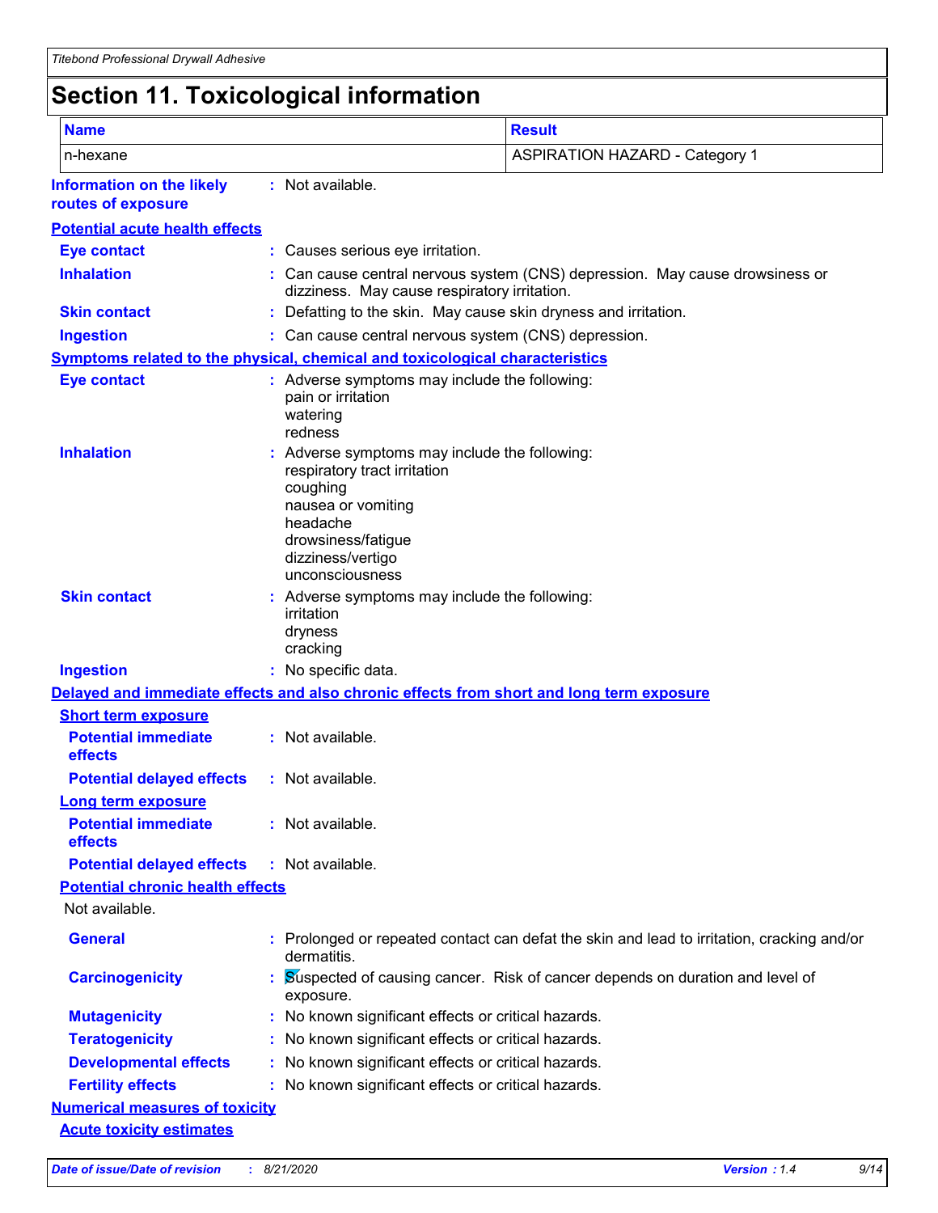# Section 11. Toxicological information

| Name | Result |
|---|---|
| n-hexane | ASPIRATION HAZARD - Category 1 |

**Information on the likely routes of exposure** : Not available.

**Potential acute health effects**

**Eye contact** : Causes serious eye irritation.

**Inhalation** : Can cause central nervous system (CNS) depression. May cause drowsiness or dizziness. May cause respiratory irritation.

**Skin contact** : Defatting to the skin. May cause skin dryness and irritation.

**Ingestion** : Can cause central nervous system (CNS) depression.

**Symptoms related to the physical, chemical and toxicological characteristics**

**Eye contact** : Adverse symptoms may include the following:
pain or irritation
watering
redness

**Inhalation** : Adverse symptoms may include the following:
respiratory tract irritation
coughing
nausea or vomiting
headache
drowsiness/fatigue
dizziness/vertigo
unconsciousness

**Skin contact** : Adverse symptoms may include the following:
irritation
dryness
cracking

**Ingestion** : No specific data.

**Delayed and immediate effects and also chronic effects from short and long term exposure**

**Short term exposure**

**Potential immediate effects** : Not available.

**Potential delayed effects** : Not available.

**Long term exposure**

**Potential immediate effects** : Not available.

**Potential delayed effects** : Not available.

**Potential chronic health effects**

Not available.

**General** : Prolonged or repeated contact can defat the skin and lead to irritation, cracking and/or dermatitis.

**Carcinogenicity** : Suspected of causing cancer. Risk of cancer depends on duration and level of exposure.

**Mutagenicity** : No known significant effects or critical hazards.

**Teratogenicity** : No known significant effects or critical hazards.

**Developmental effects** : No known significant effects or critical hazards.

**Fertility effects** : No known significant effects or critical hazards.

**Numerical measures of toxicity**

**Acute toxicity estimates**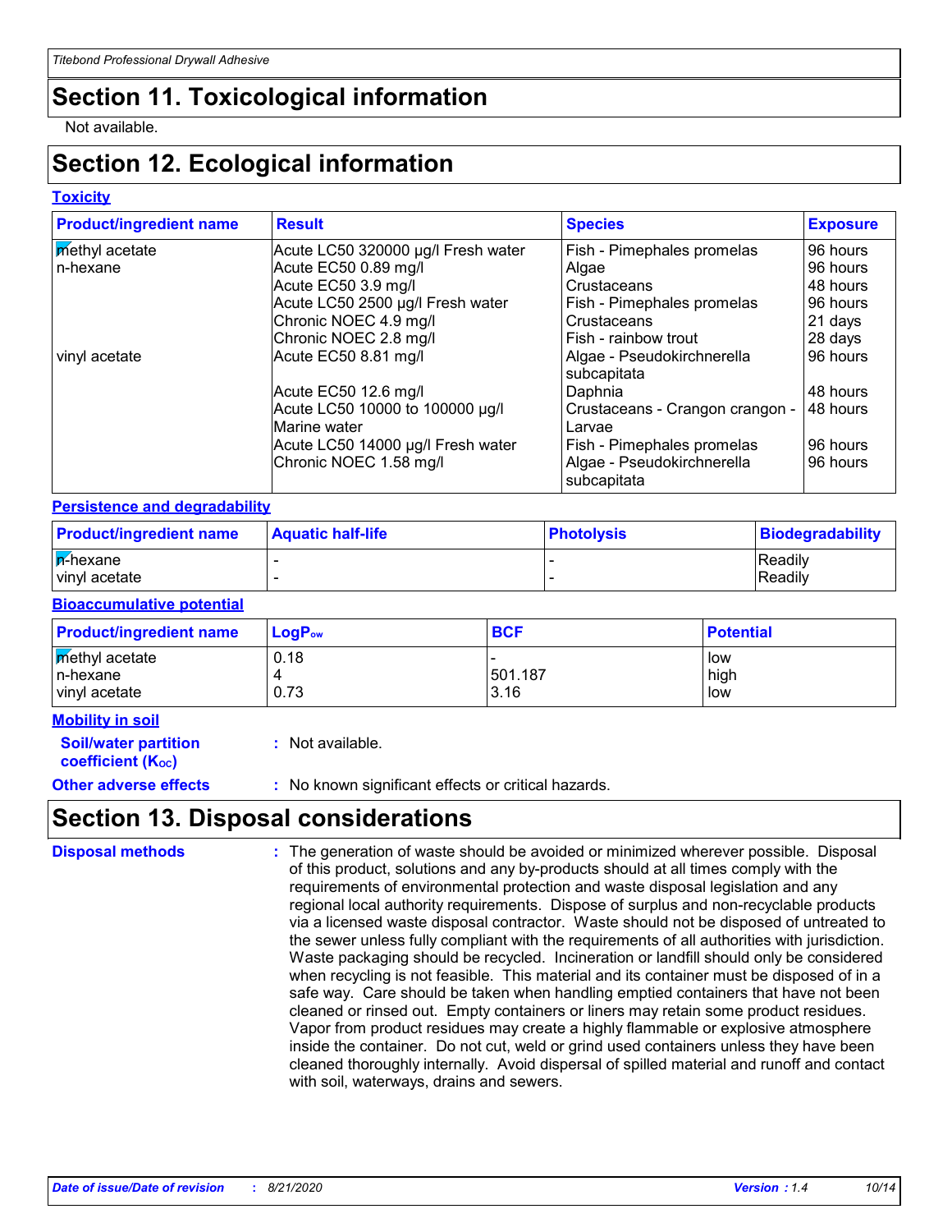# Section 11. Toxicological information

Not available.

# Section 12. Ecological information

### Toxicity

| Product/ingredient name | Result | Species | Exposure |
|---|---|---|---|
| methyl acetate | Acute LC50 320000 µg/l Fresh water | Fish - Pimephales promelas | 96 hours |
| n-hexane | Acute EC50 0.89 mg/l | Algae | 96 hours |
| | Acute EC50 3.9 mg/l | Crustaceans | 48 hours |
| | Acute LC50 2500 µg/l Fresh water | Fish - Pimephales promelas | 96 hours |
| | Chronic NOEC 4.9 mg/l | Crustaceans | 21 days |
| | Chronic NOEC 2.8 mg/l | Fish - rainbow trout | 28 days |
| vinyl acetate | Acute EC50 8.81 mg/l | Algae - Pseudokirchnerella subcapitata | 96 hours |
| | Acute EC50 12.6 mg/l | Daphnia | 48 hours |
| | Acute LC50 10000 to 100000 µg/l Marine water | Crustaceans - Crangon crangon - Larvae | 48 hours |
| | Acute LC50 14000 µg/l Fresh water | Fish - Pimephales promelas | 96 hours |
| | Chronic NOEC 1.58 mg/l | Algae - Pseudokirchnerella subcapitata | 96 hours |

### Persistence and degradability

| Product/ingredient name | Aquatic half-life | Photolysis | Biodegradability |
|---|---|---|---|
| n-hexane | - | - | Readily |
| vinyl acetate | - | - | Readily |

### Bioaccumulative potential

| Product/ingredient name | $LogP_{ow}$ | BCF | Potential |
|---|---|---|---|
| methyl acetate | 0.18 | - | low |
| n-hexane | 4 | 501.187 | high |
| vinyl acetate | 0.73 | 3.16 | low |

### Mobility in soil

**Soil/water partition coefficient ($K_{OC}$)** : Not available.

**Other adverse effects** : No known significant effects or critical hazards.

# Section 13. Disposal considerations

**Disposal methods** : The generation of waste should be avoided or minimized wherever possible. Disposal of this product, solutions and any by-products should at all times comply with the requirements of environmental protection and waste disposal legislation and any regional local authority requirements. Dispose of surplus and non-recyclable products via a licensed waste disposal contractor. Waste should not be disposed of untreated to the sewer unless fully compliant with the requirements of all authorities with jurisdiction. Waste packaging should be recycled. Incineration or landfill should only be considered when recycling is not feasible. This material and its container must be disposed of in a safe way. Care should be taken when handling emptied containers that have not been cleaned or rinsed out. Empty containers or liners may retain some product residues. Vapor from product residues may create a highly flammable or explosive atmosphere inside the container. Do not cut, weld or grind used containers unless they have been cleaned thoroughly internally. Avoid dispersal of spilled material and runoff and contact with soil, waterways, drains and sewers.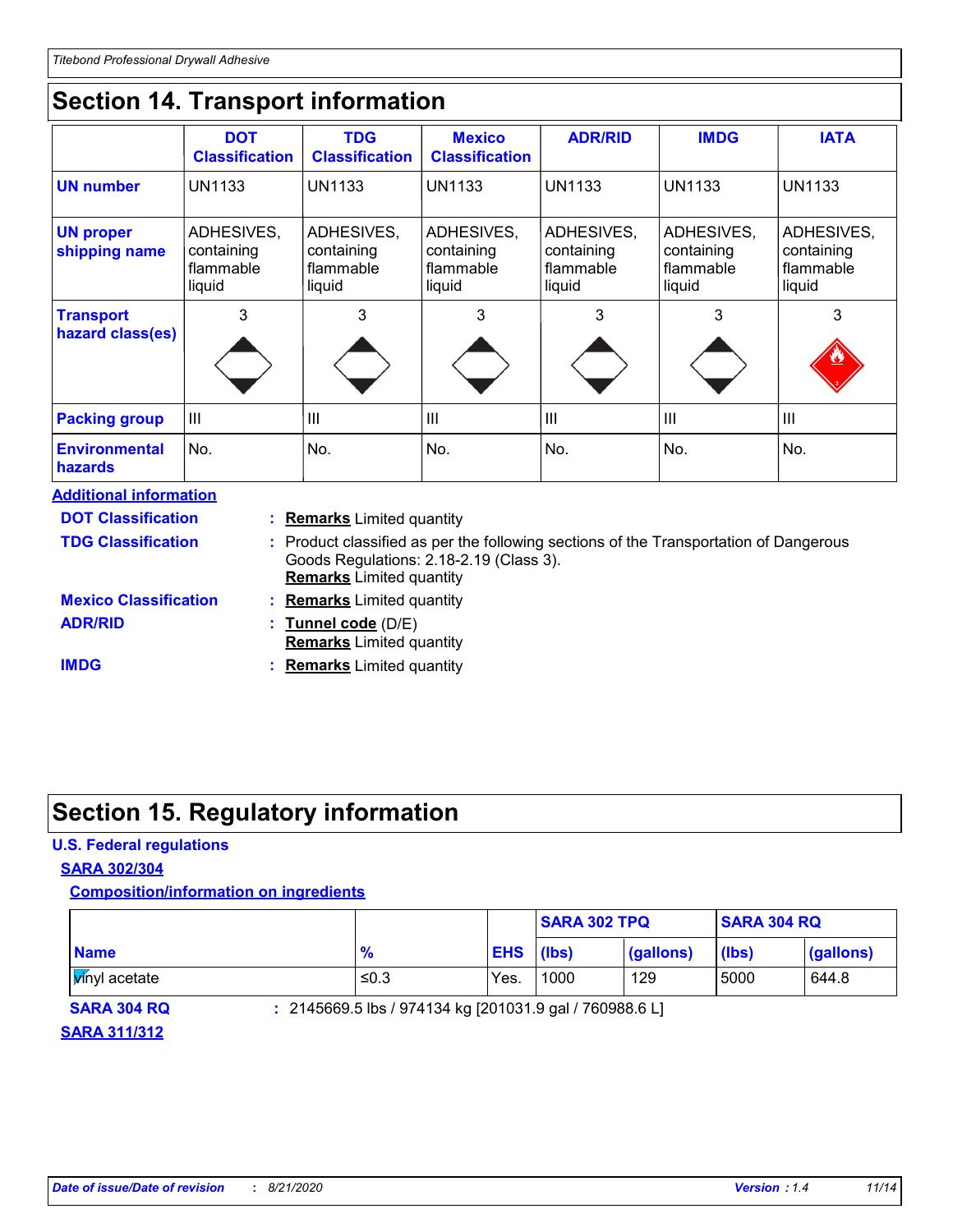# Section 14. Transport information

| | DOT Classification | TDG Classification | Mexico Classification | ADR/RID | IMDG | IATA |
|---|---|---|---|---|---|---|
| UN number | UN1133 | UN1133 | UN1133 | UN1133 | UN1133 | UN1133 |
| UN proper shipping name | ADHESIVES, containing flammable liquid | ADHESIVES, containing flammable liquid | ADHESIVES, containing flammable liquid | ADHESIVES, containing flammable liquid | ADHESIVES, containing flammable liquid | ADHESIVES, containing flammable liquid |
| Transport hazard class(es) | 3 | 3 | 3 | 3 | 3 | 3 |
| Packing group | III | III | III | III | III | III |
| Environmental hazards | No. | No. | No. | No. | No. | No. |

**Additional information**

**DOT Classification** : **Remarks** Limited quantity

**TDG Classification** : Product classified as per the following sections of the Transportation of Dangerous Goods Regulations: 2.18-2.19 (Class 3).
**Remarks** Limited quantity

**Mexico Classification** : **Remarks** Limited quantity

**ADR/RID** : **Tunnel code** (D/E)
**Remarks** Limited quantity

**IMDG** : **Remarks** Limited quantity

# Section 15. Regulatory information

**U.S. Federal regulations**

**SARA 302/304**

**Composition/information on ingredients**

| | | | SARA 302 TPQ | | SARA 304 RQ | |
|---|---|---|---|---|---|---|
| **Name** | **%** | **EHS** | **(lbs)** | **(gallons)** | **(lbs)** | **(gallons)** |
| Vinyl acetate | ≤0.3 | Yes. | 1000 | 129 | 5000 | 644.8 |

**SARA 304 RQ** : 2145669.5 lbs / 974134 kg [201031.9 gal / 760988.6 L]

**SARA 311/312**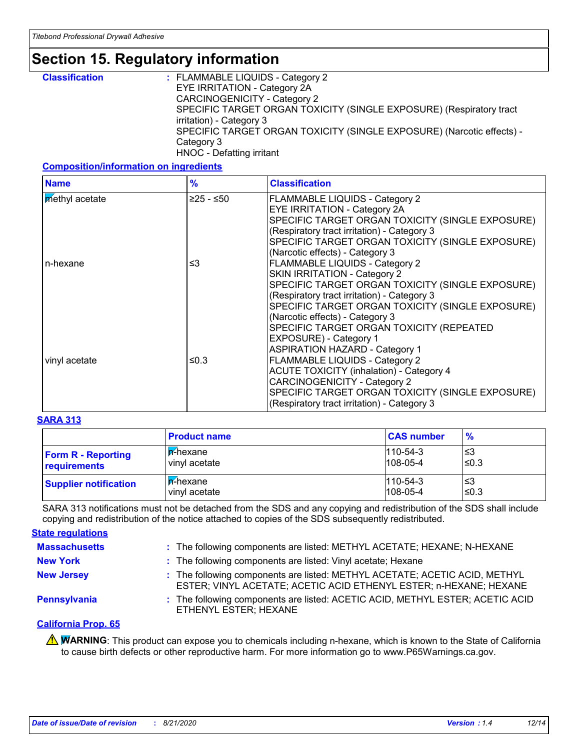# Section 15. Regulatory information

**Classification** : FLAMMABLE LIQUIDS - Category 2
EYE IRRITATION - Category 2A
CARCINOGENICITY - Category 2
SPECIFIC TARGET ORGAN TOXICITY (SINGLE EXPOSURE) (Respiratory tract irritation) - Category 3
SPECIFIC TARGET ORGAN TOXICITY (SINGLE EXPOSURE) (Narcotic effects) - Category 3
HNOC - Defatting irritant

**Composition/information on ingredients**

| Name | % | Classification |
|---|---|---|
| methyl acetate | ≥25 - ≤50 | FLAMMABLE LIQUIDS - Category 2<br>EYE IRRITATION - Category 2A<br>SPECIFIC TARGET ORGAN TOXICITY (SINGLE EXPOSURE) (Respiratory tract irritation) - Category 3<br>SPECIFIC TARGET ORGAN TOXICITY (SINGLE EXPOSURE) (Narcotic effects) - Category 3 |
| n-hexane | ≤3 | FLAMMABLE LIQUIDS - Category 2<br>SKIN IRRITATION - Category 2<br>SPECIFIC TARGET ORGAN TOXICITY (SINGLE EXPOSURE) (Respiratory tract irritation) - Category 3<br>SPECIFIC TARGET ORGAN TOXICITY (SINGLE EXPOSURE) (Narcotic effects) - Category 3<br>SPECIFIC TARGET ORGAN TOXICITY (REPEATED EXPOSURE) - Category 1<br>ASPIRATION HAZARD - Category 1 |
| vinyl acetate | ≤0.3 | FLAMMABLE LIQUIDS - Category 2<br>ACUTE TOXICITY (inhalation) - Category 4<br>CARCINOGENICITY - Category 2<br>SPECIFIC TARGET ORGAN TOXICITY (SINGLE EXPOSURE) (Respiratory tract irritation) - Category 3 |

**SARA 313**

| | Product name | CAS number | % |
|---|---|---|---|
| **Form R - Reporting requirements** | n-hexane<br>vinyl acetate | 110-54-3<br>108-05-4 | ≤3<br>≤0.3 |
| **Supplier notification** | n-hexane<br>vinyl acetate | 110-54-3<br>108-05-4 | ≤3<br>≤0.3 |

SARA 313 notifications must not be detached from the SDS and any copying and redistribution of the SDS shall include copying and redistribution of the notice attached to copies of the SDS subsequently redistributed.

**State regulations**

**Massachusetts** : The following components are listed: METHYL ACETATE; HEXANE; N-HEXANE

**New York** : The following components are listed: Vinyl acetate; Hexane

**New Jersey** : The following components are listed: METHYL ACETATE; ACETIC ACID, METHYL ESTER; VINYL ACETATE; ACETIC ACID ETHENYL ESTER; n-HEXANE; HEXANE

**Pennsylvania** : The following components are listed: ACETIC ACID, METHYL ESTER; ACETIC ACID ETHENYL ESTER; HEXANE

**California Prop. 65**

⚠ **WARNING**: This product can expose you to chemicals including n-hexane, which is known to the State of California to cause birth defects or other reproductive harm. For more information go to www.P65Warnings.ca.gov.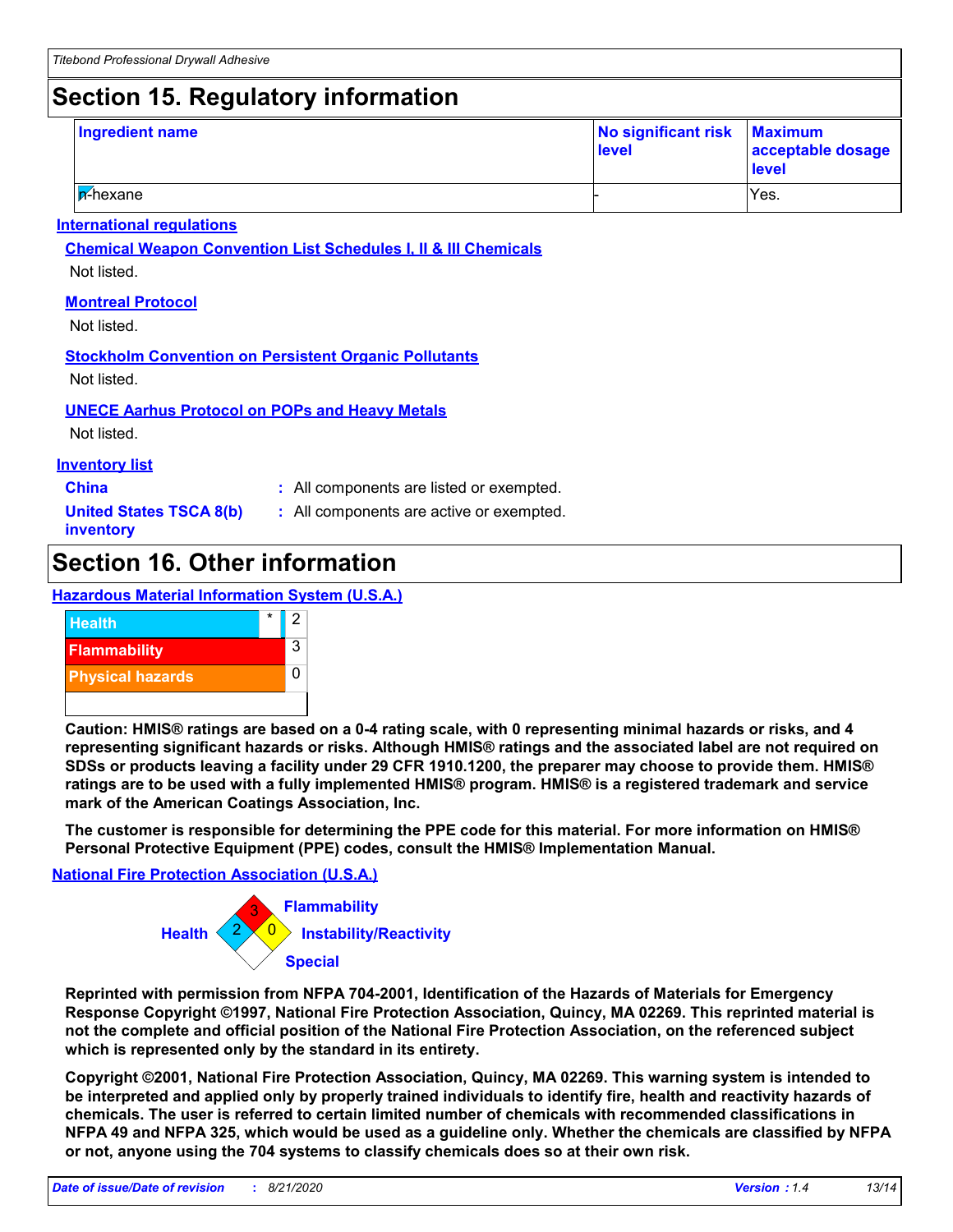## Section 15. Regulatory information

| Ingredient name | No significant risk level | Maximum acceptable dosage level |
|---|---|---|
| n-hexane | - | Yes. |

### International regulations

**Chemical Weapon Convention List Schedules I, II & III Chemicals**

Not listed.

**Montreal Protocol**

Not listed.

**Stockholm Convention on Persistent Organic Pollutants**

Not listed.

**UNECE Aarhus Protocol on POPs and Heavy Metals**

Not listed.

### Inventory list

**China** : All components are listed or exempted.

**United States TSCA 8(b) inventory** : All components are active or exempted.

## Section 16. Other information

### Hazardous Material Information System (U.S.A.)

| | | |
|---|---|---|
| Health | * | 2 |
| Flammability | | 3 |
| Physical hazards | | 0 |

**Caution: HMIS® ratings are based on a 0-4 rating scale, with 0 representing minimal hazards or risks, and 4 representing significant hazards or risks. Although HMIS® ratings and the associated label are not required on SDSs or products leaving a facility under 29 CFR 1910.1200, the preparer may choose to provide them. HMIS® ratings are to be used with a fully implemented HMIS® program. HMIS® is a registered trademark and service mark of the American Coatings Association, Inc.**

**The customer is responsible for determining the PPE code for this material. For more information on HMIS® Personal Protective Equipment (PPE) codes, consult the HMIS® Implementation Manual.**

### National Fire Protection Association (U.S.A.)

Health: 2
Flammability: 3
Instability/Reactivity: 0
Special:

**Reprinted with permission from NFPA 704-2001, Identification of the Hazards of Materials for Emergency Response Copyright ©1997, National Fire Protection Association, Quincy, MA 02269. This reprinted material is not the complete and official position of the National Fire Protection Association, on the referenced subject which is represented only by the standard in its entirety.**

**Copyright ©2001, National Fire Protection Association, Quincy, MA 02269. This warning system is intended to be interpreted and applied only by properly trained individuals to identify fire, health and reactivity hazards of chemicals. The user is referred to certain limited number of chemicals with recommended classifications in NFPA 49 and NFPA 325, which would be used as a guideline only. Whether the chemicals are classified by NFPA or not, anyone using the 704 systems to classify chemicals does so at their own risk.**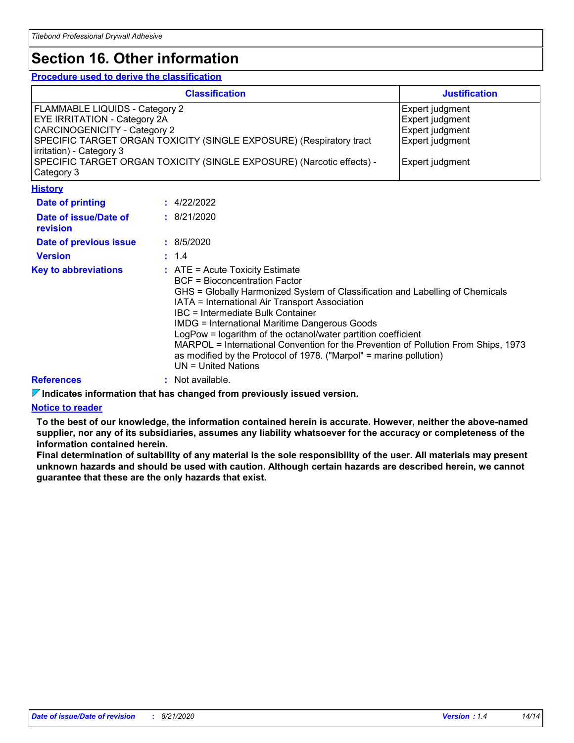# Section 16. Other information

**Procedure used to derive the classification**

| Classification | Justification |
|---|---|
| FLAMMABLE LIQUIDS - Category 2 | Expert judgment |
| EYE IRRITATION - Category 2A | Expert judgment |
| CARCINOGENICITY - Category 2 | Expert judgment |
| SPECIFIC TARGET ORGAN TOXICITY (SINGLE EXPOSURE) (Respiratory tract irritation) - Category 3 | Expert judgment |
| SPECIFIC TARGET ORGAN TOXICITY (SINGLE EXPOSURE) (Narcotic effects) - Category 3 | Expert judgment |

**History**

**Date of printing** : 4/22/2022

**Date of issue/Date of revision** : 8/21/2020

**Date of previous issue** : 8/5/2020

**Version** : 1.4

**Key to abbreviations** :
ATE = Acute Toxicity Estimate
BCF = Bioconcentration Factor
GHS = Globally Harmonized System of Classification and Labelling of Chemicals
IATA = International Air Transport Association
IBC = Intermediate Bulk Container
IMDG = International Maritime Dangerous Goods
LogPow = logarithm of the octanol/water partition coefficient
MARPOL = International Convention for the Prevention of Pollution From Ships, 1973 as modified by the Protocol of 1978. ("Marpol" = marine pollution)
UN = United Nations

**References** : Not available.

**Indicates information that has changed from previously issued version.**

**Notice to reader**

**To the best of our knowledge, the information contained herein is accurate. However, neither the above-named supplier, nor any of its subsidiaries, assumes any liability whatsoever for the accuracy or completeness of the information contained herein.**

**Final determination of suitability of any material is the sole responsibility of the user. All materials may present unknown hazards and should be used with caution. Although certain hazards are described herein, we cannot guarantee that these are the only hazards that exist.**